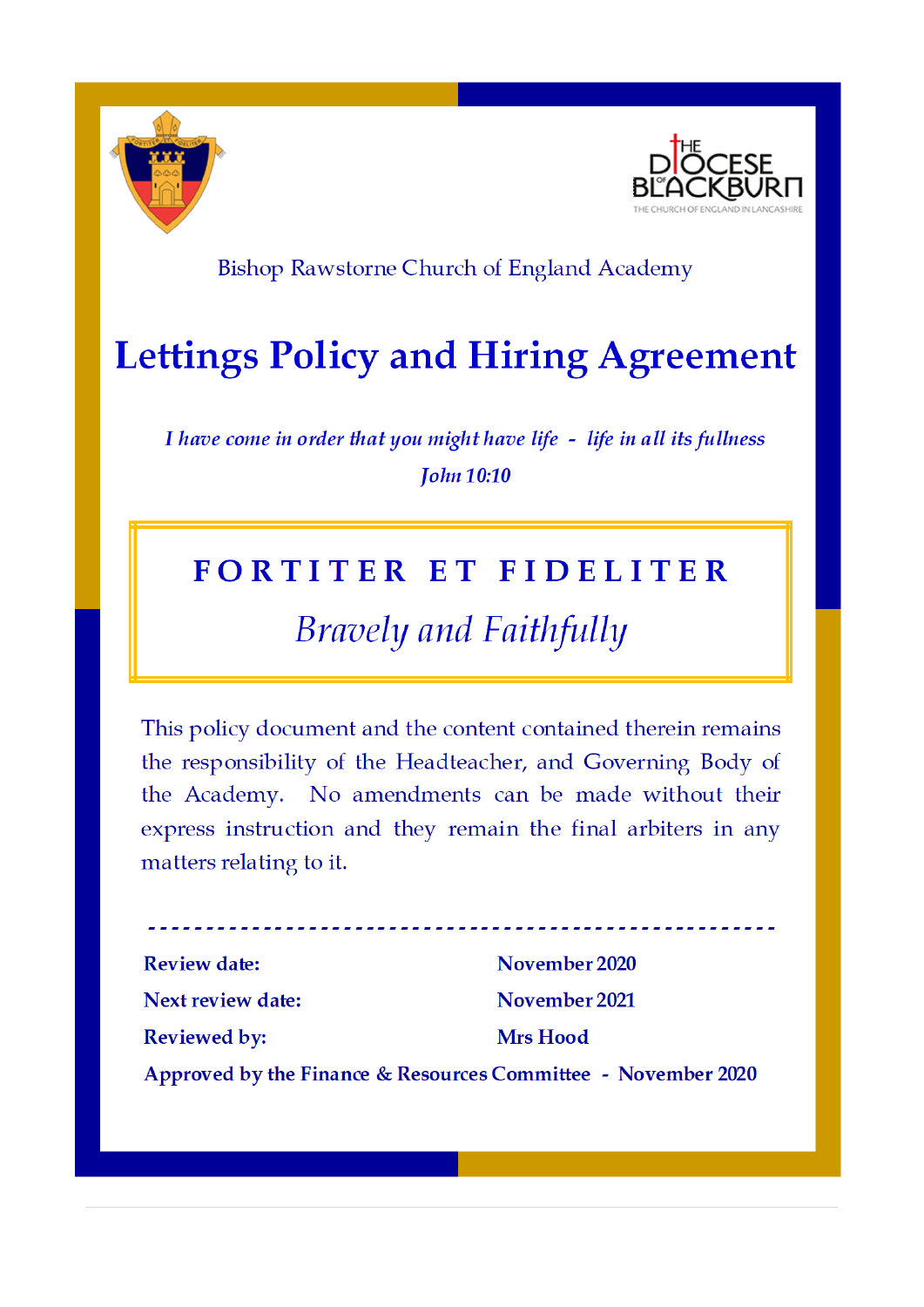Bishop Rawstorne Church of England Academy

# Lettings Policy and Hiring Agreement

*I have come in order that you might have life - life in all its fullness*

*John 10:10*

**FORTITER ET FIDELITER**

*Bravely and Faithfully*

This policy document and the content contained therein remains the responsibility of the Headteacher, and Governing Body of the Academy. No amendments can be made without their express instruction and they remain the final arbiters in any matters relating to it.

---

| | |
|---|---|
| **Review date:** | **November 2020** |
| **Next review date:** | **November 2021** |
| **Reviewed by:** | **Mrs Hood** |

**Approved by the Finance & Resources Committee - November 2020**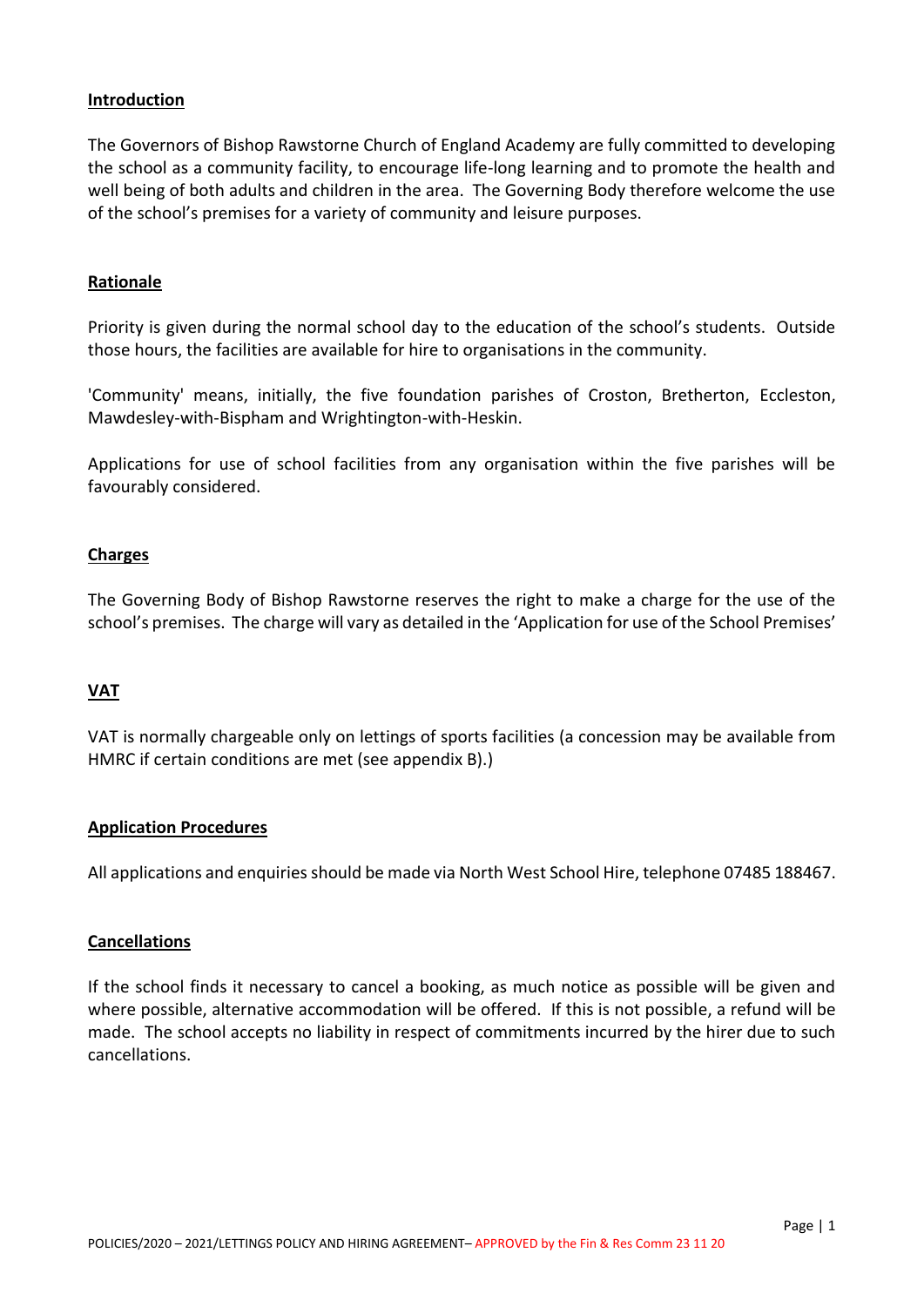## Introduction

The Governors of Bishop Rawstorne Church of England Academy are fully committed to developing the school as a community facility, to encourage life-long learning and to promote the health and well being of both adults and children in the area. The Governing Body therefore welcome the use of the school's premises for a variety of community and leisure purposes.

## Rationale

Priority is given during the normal school day to the education of the school's students. Outside those hours, the facilities are available for hire to organisations in the community.

'Community' means, initially, the five foundation parishes of Croston, Bretherton, Eccleston, Mawdesley-with-Bispham and Wrightington-with-Heskin.

Applications for use of school facilities from any organisation within the five parishes will be favourably considered.

## Charges

The Governing Body of Bishop Rawstorne reserves the right to make a charge for the use of the school's premises. The charge will vary as detailed in the 'Application for use of the School Premises'

## VAT

VAT is normally chargeable only on lettings of sports facilities (a concession may be available from HMRC if certain conditions are met (see appendix B).)

## Application Procedures

All applications and enquiries should be made via North West School Hire, telephone 07485 188467.

## Cancellations

If the school finds it necessary to cancel a booking, as much notice as possible will be given and where possible, alternative accommodation will be offered. If this is not possible, a refund will be made. The school accepts no liability in respect of commitments incurred by the hirer due to such cancellations.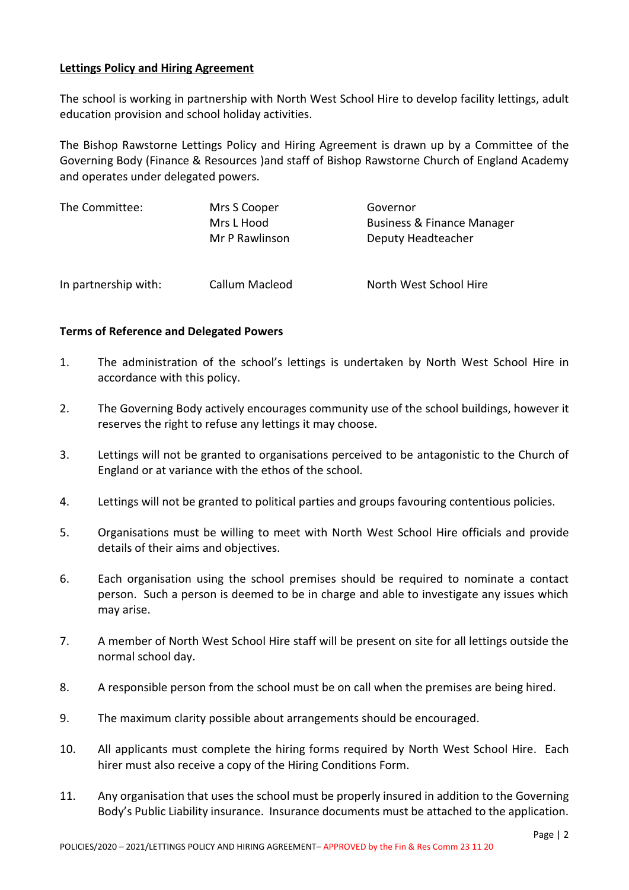**Lettings Policy and Hiring Agreement**

The school is working in partnership with North West School Hire to develop facility lettings, adult education provision and school holiday activities.

The Bishop Rawstorne Lettings Policy and Hiring Agreement is drawn up by a Committee of the Governing Body (Finance & Resources )and staff of Bishop Rawstorne Church of England Academy and operates under delegated powers.

| The Committee: | Mrs S Cooper | Governor |
|---|---|---|
| | Mrs L Hood | Business & Finance Manager |
| | Mr P Rawlinson | Deputy Headteacher |
| In partnership with: | Callum Macleod | North West School Hire |

**Terms of Reference and Delegated Powers**

1. The administration of the school's lettings is undertaken by North West School Hire in accordance with this policy.

2. The Governing Body actively encourages community use of the school buildings, however it reserves the right to refuse any lettings it may choose.

3. Lettings will not be granted to organisations perceived to be antagonistic to the Church of England or at variance with the ethos of the school.

4. Lettings will not be granted to political parties and groups favouring contentious policies.

5. Organisations must be willing to meet with North West School Hire officials and provide details of their aims and objectives.

6. Each organisation using the school premises should be required to nominate a contact person. Such a person is deemed to be in charge and able to investigate any issues which may arise.

7. A member of North West School Hire staff will be present on site for all lettings outside the normal school day.

8. A responsible person from the school must be on call when the premises are being hired.

9. The maximum clarity possible about arrangements should be encouraged.

10. All applicants must complete the hiring forms required by North West School Hire. Each hirer must also receive a copy of the Hiring Conditions Form.

11. Any organisation that uses the school must be properly insured in addition to the Governing Body's Public Liability insurance. Insurance documents must be attached to the application.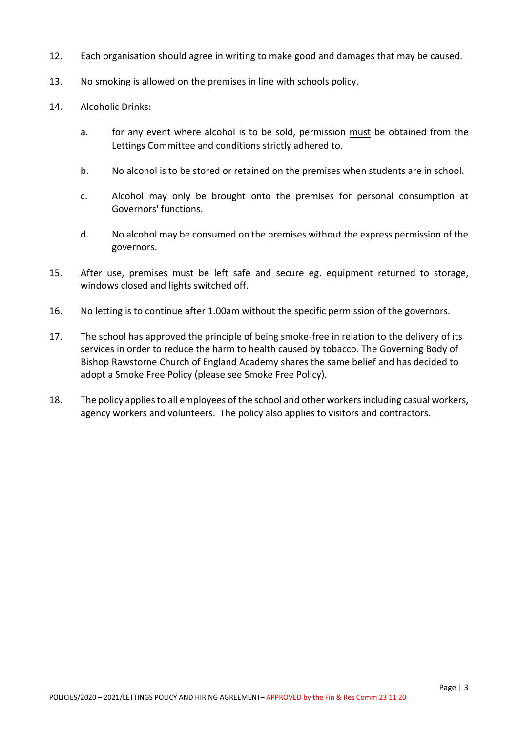12. Each organisation should agree in writing to make good and damages that may be caused.

13. No smoking is allowed on the premises in line with schools policy.

14. Alcoholic Drinks:

    a. for any event where alcohol is to be sold, permission <u>must</u> be obtained from the Lettings Committee and conditions strictly adhered to.

    b. No alcohol is to be stored or retained on the premises when students are in school.

    c. Alcohol may only be brought onto the premises for personal consumption at Governors' functions.

    d. No alcohol may be consumed on the premises without the express permission of the governors.

15. After use, premises must be left safe and secure eg. equipment returned to storage, windows closed and lights switched off.

16. No letting is to continue after 1.00am without the specific permission of the governors.

17. The school has approved the principle of being smoke-free in relation to the delivery of its services in order to reduce the harm to health caused by tobacco. The Governing Body of Bishop Rawstorne Church of England Academy shares the same belief and has decided to adopt a Smoke Free Policy (please see Smoke Free Policy).

18. The policy applies to all employees of the school and other workers including casual workers, agency workers and volunteers. The policy also applies to visitors and contractors.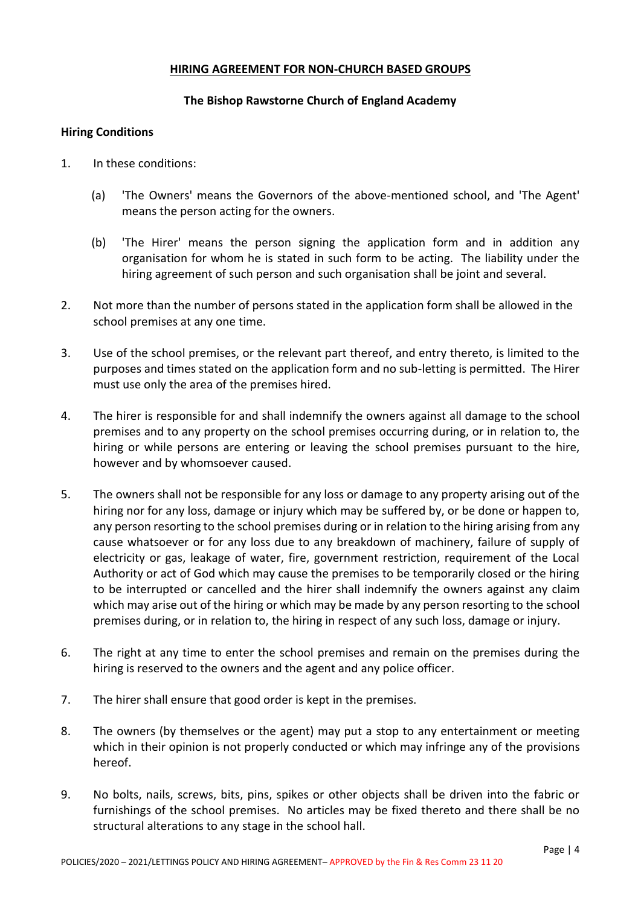**HIRING AGREEMENT FOR NON-CHURCH BASED GROUPS**

**The Bishop Rawstorne Church of England Academy**

**Hiring Conditions**

1. In these conditions:

   (a) 'The Owners' means the Governors of the above-mentioned school, and 'The Agent' means the person acting for the owners.

   (b) 'The Hirer' means the person signing the application form and in addition any organisation for whom he is stated in such form to be acting. The liability under the hiring agreement of such person and such organisation shall be joint and several.

2. Not more than the number of persons stated in the application form shall be allowed in the school premises at any one time.

3. Use of the school premises, or the relevant part thereof, and entry thereto, is limited to the purposes and times stated on the application form and no sub-letting is permitted. The Hirer must use only the area of the premises hired.

4. The hirer is responsible for and shall indemnify the owners against all damage to the school premises and to any property on the school premises occurring during, or in relation to, the hiring or while persons are entering or leaving the school premises pursuant to the hire, however and by whomsoever caused.

5. The owners shall not be responsible for any loss or damage to any property arising out of the hiring nor for any loss, damage or injury which may be suffered by, or be done or happen to, any person resorting to the school premises during or in relation to the hiring arising from any cause whatsoever or for any loss due to any breakdown of machinery, failure of supply of electricity or gas, leakage of water, fire, government restriction, requirement of the Local Authority or act of God which may cause the premises to be temporarily closed or the hiring to be interrupted or cancelled and the hirer shall indemnify the owners against any claim which may arise out of the hiring or which may be made by any person resorting to the school premises during, or in relation to, the hiring in respect of any such loss, damage or injury.

6. The right at any time to enter the school premises and remain on the premises during the hiring is reserved to the owners and the agent and any police officer.

7. The hirer shall ensure that good order is kept in the premises.

8. The owners (by themselves or the agent) may put a stop to any entertainment or meeting which in their opinion is not properly conducted or which may infringe any of the provisions hereof.

9. No bolts, nails, screws, bits, pins, spikes or other objects shall be driven into the fabric or furnishings of the school premises. No articles may be fixed thereto and there shall be no structural alterations to any stage in the school hall.

POLICIES/2020 – 2021/LETTINGS POLICY AND HIRING AGREEMENT– APPROVED by the Fin & Res Comm 23 11 20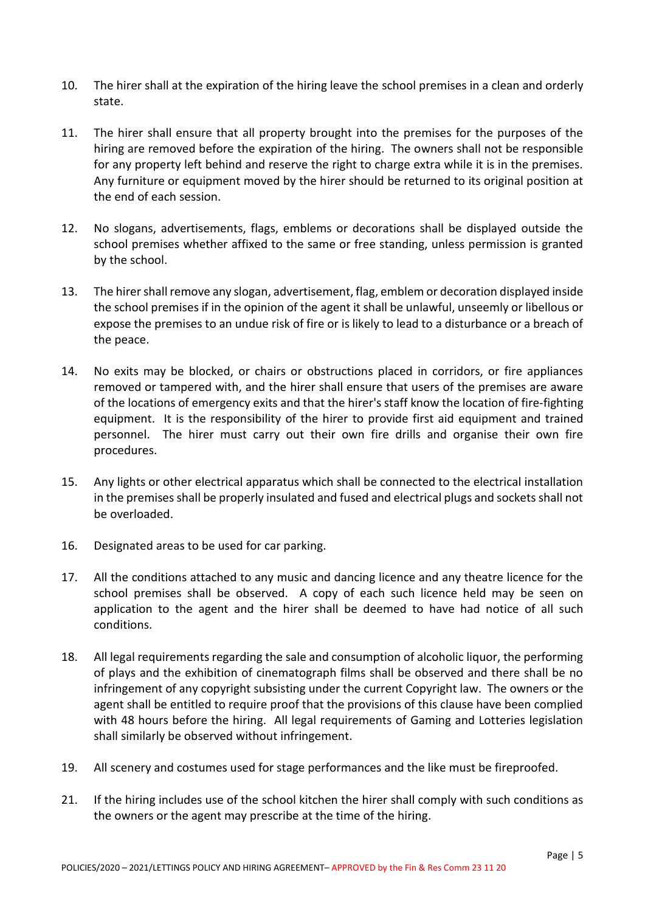10. The hirer shall at the expiration of the hiring leave the school premises in a clean and orderly state.

11. The hirer shall ensure that all property brought into the premises for the purposes of the hiring are removed before the expiration of the hiring. The owners shall not be responsible for any property left behind and reserve the right to charge extra while it is in the premises. Any furniture or equipment moved by the hirer should be returned to its original position at the end of each session.

12. No slogans, advertisements, flags, emblems or decorations shall be displayed outside the school premises whether affixed to the same or free standing, unless permission is granted by the school.

13. The hirer shall remove any slogan, advertisement, flag, emblem or decoration displayed inside the school premises if in the opinion of the agent it shall be unlawful, unseemly or libellous or expose the premises to an undue risk of fire or is likely to lead to a disturbance or a breach of the peace.

14. No exits may be blocked, or chairs or obstructions placed in corridors, or fire appliances removed or tampered with, and the hirer shall ensure that users of the premises are aware of the locations of emergency exits and that the hirer's staff know the location of fire-fighting equipment. It is the responsibility of the hirer to provide first aid equipment and trained personnel. The hirer must carry out their own fire drills and organise their own fire procedures.

15. Any lights or other electrical apparatus which shall be connected to the electrical installation in the premises shall be properly insulated and fused and electrical plugs and sockets shall not be overloaded.

16. Designated areas to be used for car parking.

17. All the conditions attached to any music and dancing licence and any theatre licence for the school premises shall be observed. A copy of each such licence held may be seen on application to the agent and the hirer shall be deemed to have had notice of all such conditions.

18. All legal requirements regarding the sale and consumption of alcoholic liquor, the performing of plays and the exhibition of cinematograph films shall be observed and there shall be no infringement of any copyright subsisting under the current Copyright law. The owners or the agent shall be entitled to require proof that the provisions of this clause have been complied with 48 hours before the hiring. All legal requirements of Gaming and Lotteries legislation shall similarly be observed without infringement.

19. All scenery and costumes used for stage performances and the like must be fireproofed.

21. If the hiring includes use of the school kitchen the hirer shall comply with such conditions as the owners or the agent may prescribe at the time of the hiring.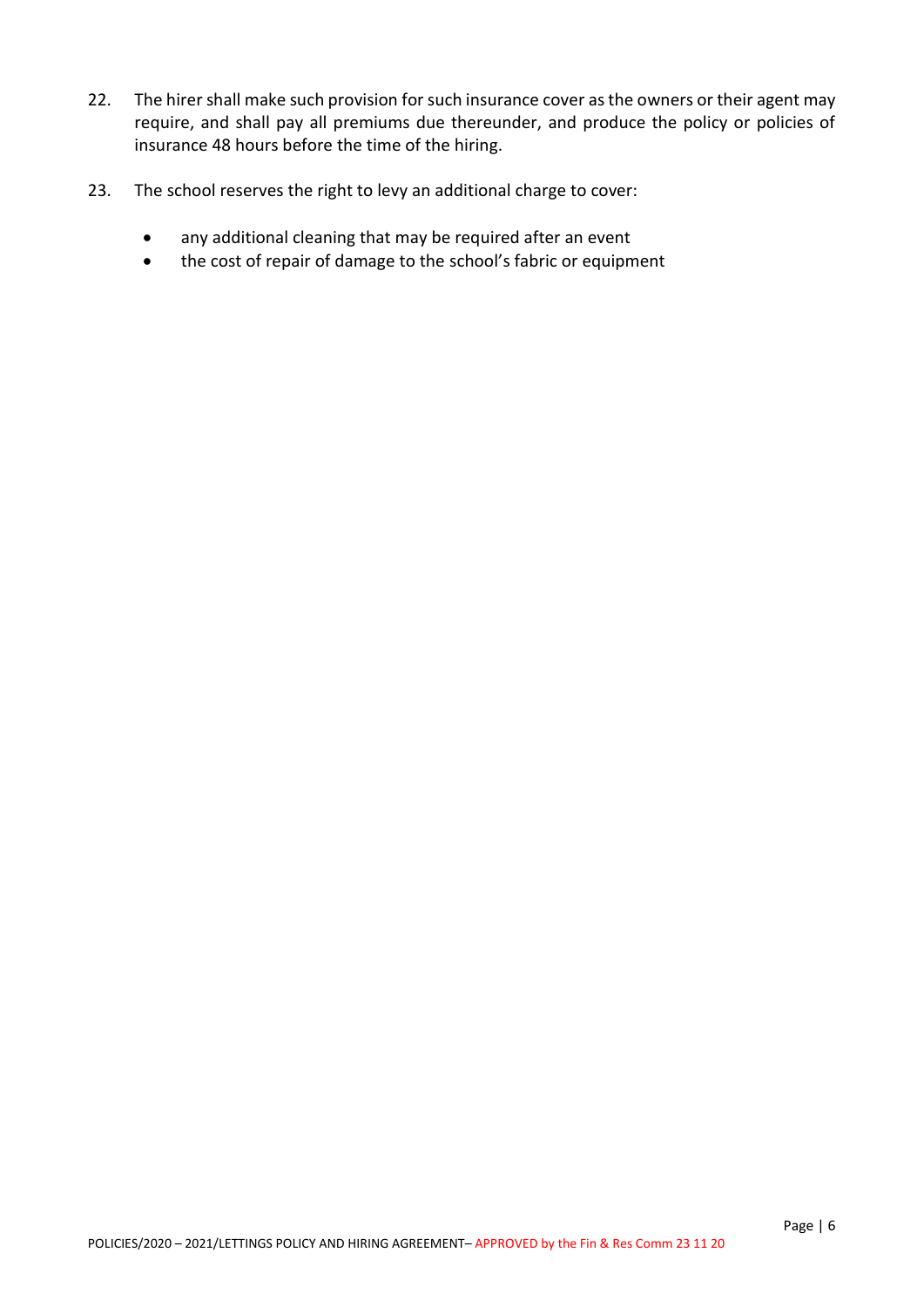22. The hirer shall make such provision for such insurance cover as the owners or their agent may require, and shall pay all premiums due thereunder, and produce the policy or policies of insurance 48 hours before the time of the hiring.

23. The school reserves the right to levy an additional charge to cover:

    - any additional cleaning that may be required after an event
    - the cost of repair of damage to the school's fabric or equipment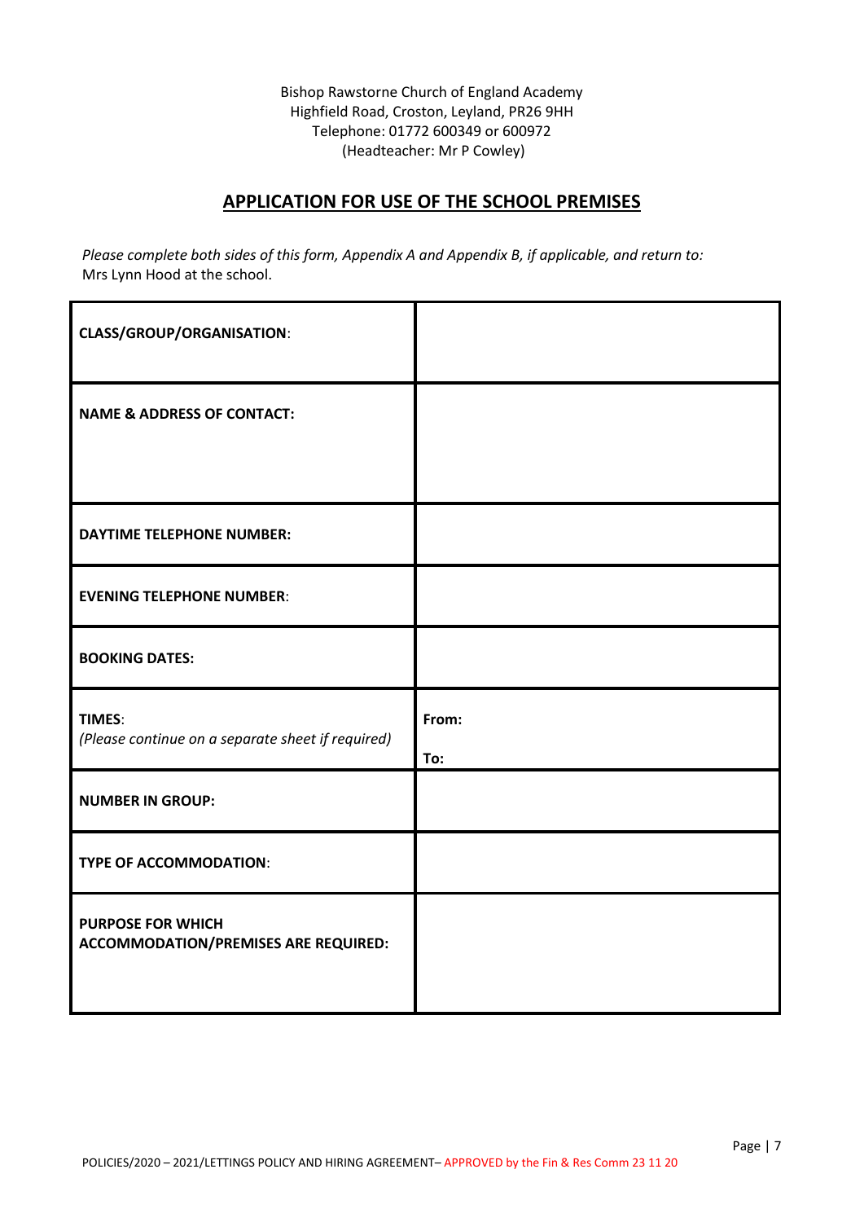Bishop Rawstorne Church of England Academy
Highfield Road, Croston, Leyland, PR26 9HH
Telephone: 01772 600349 or 600972
(Headteacher: Mr P Cowley)

## APPLICATION FOR USE OF THE SCHOOL PREMISES

*Please complete both sides of this form, Appendix A and Appendix B, if applicable, and return to:* Mrs Lynn Hood at the school.

| | |
|---|---|
| **CLASS/GROUP/ORGANISATION**: | |
| **NAME & ADDRESS OF CONTACT:** | |
| **DAYTIME TELEPHONE NUMBER:** | |
| **EVENING TELEPHONE NUMBER**: | |
| **BOOKING DATES:** | |
| **TIMES**: *(Please continue on a separate sheet if required)* | **From:** <br> **To:** |
| **NUMBER IN GROUP:** | |
| **TYPE OF ACCOMMODATION**: | |
| **PURPOSE FOR WHICH ACCOMMODATION/PREMISES ARE REQUIRED:** | |

POLICIES/2020 – 2021/LETTINGS POLICY AND HIRING AGREEMENT– APPROVED by the Fin & Res Comm 23 11 20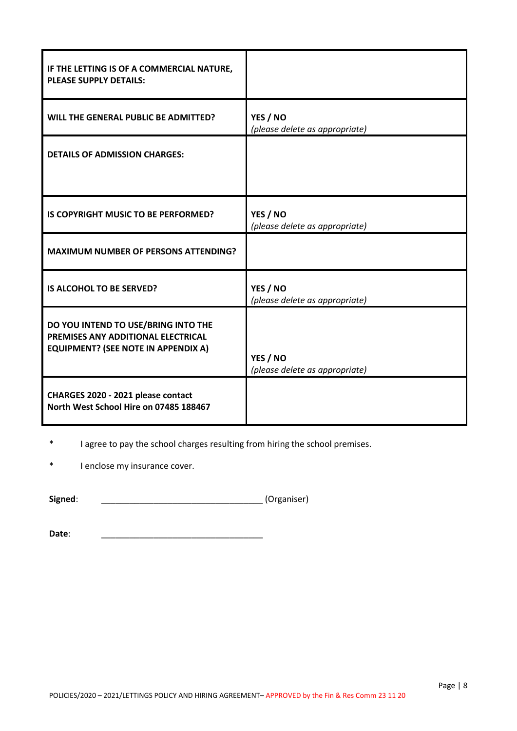| **IF THE LETTING IS OF A COMMERCIAL NATURE, PLEASE SUPPLY DETAILS:** | |
|---|---|
| **WILL THE GENERAL PUBLIC BE ADMITTED?** | **YES / NO** *(please delete as appropriate)* |
| **DETAILS OF ADMISSION CHARGES:** | |
| **IS COPYRIGHT MUSIC TO BE PERFORMED?** | **YES / NO** *(please delete as appropriate)* |
| **MAXIMUM NUMBER OF PERSONS ATTENDING?** | |
| **IS ALCOHOL TO BE SERVED?** | **YES / NO** *(please delete as appropriate)* |
| **DO YOU INTEND TO USE/BRING INTO THE PREMISES ANY ADDITIONAL ELECTRICAL EQUIPMENT? (SEE NOTE IN APPENDIX A)** | **YES / NO** *(please delete as appropriate)* |
| **CHARGES 2020 - 2021 please contact North West School Hire on 07485 188467** | |

\* I agree to pay the school charges resulting from hiring the school premises.

\* I enclose my insurance cover.

**Signed**: _________________________________ (Organiser)

**Date**: _________________________________

POLICIES/2020 – 2021/LETTINGS POLICY AND HIRING AGREEMENT– APPROVED by the Fin & Res Comm 23 11 20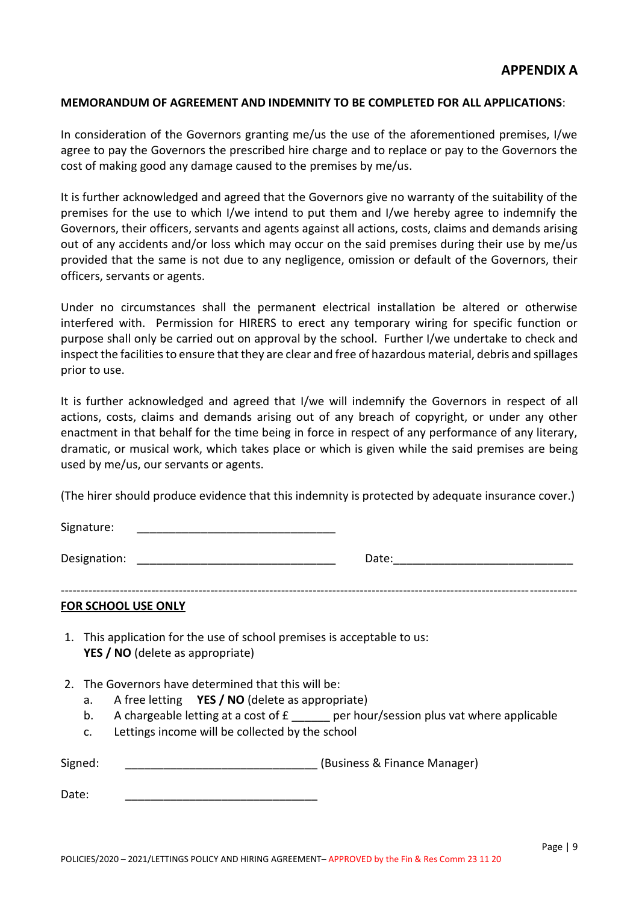# APPENDIX A

**MEMORANDUM OF AGREEMENT AND INDEMNITY TO BE COMPLETED FOR ALL APPLICATIONS**:

In consideration of the Governors granting me/us the use of the aforementioned premises, I/we agree to pay the Governors the prescribed hire charge and to replace or pay to the Governors the cost of making good any damage caused to the premises by me/us.

It is further acknowledged and agreed that the Governors give no warranty of the suitability of the premises for the use to which I/we intend to put them and I/we hereby agree to indemnify the Governors, their officers, servants and agents against all actions, costs, claims and demands arising out of any accidents and/or loss which may occur on the said premises during their use by me/us provided that the same is not due to any negligence, omission or default of the Governors, their officers, servants or agents.

Under no circumstances shall the permanent electrical installation be altered or otherwise interfered with. Permission for HIRERS to erect any temporary wiring for specific function or purpose shall only be carried out on approval by the school. Further I/we undertake to check and inspect the facilities to ensure that they are clear and free of hazardous material, debris and spillages prior to use.

It is further acknowledged and agreed that I/we will indemnify the Governors in respect of all actions, costs, claims and demands arising out of any breach of copyright, or under any other enactment in that behalf for the time being in force in respect of any performance of any literary, dramatic, or musical work, which takes place or which is given while the said premises are being used by me/us, our servants or agents.

(The hirer should produce evidence that this indemnity is protected by adequate insurance cover.)

Signature: _______________________________

Designation: _______________________________ Date:____________________________

---

**FOR SCHOOL USE ONLY**

1. This application for the use of school premises is acceptable to us:
   **YES / NO** (delete as appropriate)

2. The Governors have determined that this will be:
   a. A free letting **YES / NO** (delete as appropriate)
   b. A chargeable letting at a cost of £ ______ per hour/session plus vat where applicable
   c. Lettings income will be collected by the school

Signed: ______________________________ (Business & Finance Manager)

Date: ______________________________

POLICIES/2020 – 2021/LETTINGS POLICY AND HIRING AGREEMENT– APPROVED by the Fin & Res Comm 23 11 20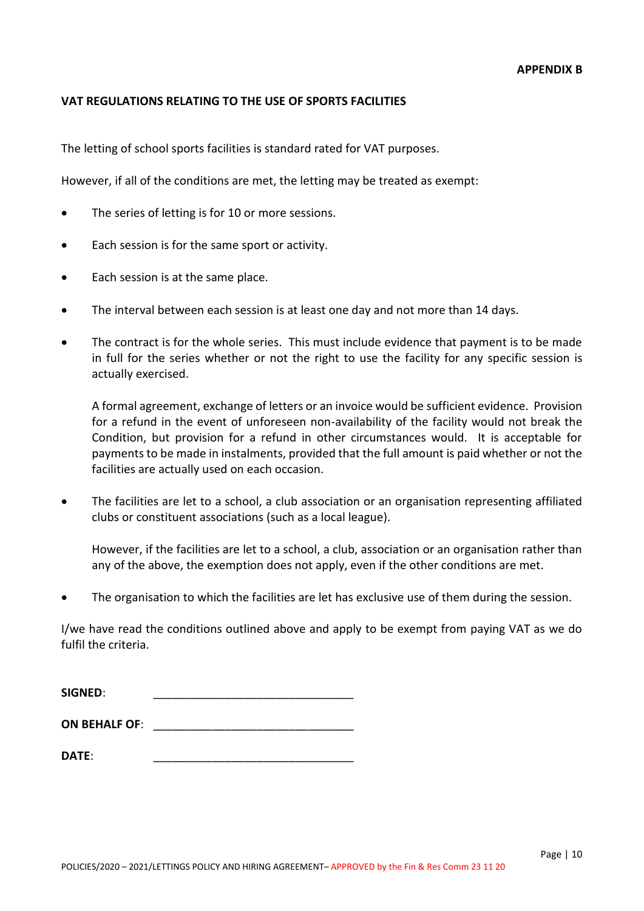**APPENDIX B**

**VAT REGULATIONS RELATING TO THE USE OF SPORTS FACILITIES**

The letting of school sports facilities is standard rated for VAT purposes.

However, if all of the conditions are met, the letting may be treated as exempt:

- The series of letting is for 10 or more sessions.
- Each session is for the same sport or activity.
- Each session is at the same place.
- The interval between each session is at least one day and not more than 14 days.
- The contract is for the whole series. This must include evidence that payment is to be made in full for the series whether or not the right to use the facility for any specific session is actually exercised.

  A formal agreement, exchange of letters or an invoice would be sufficient evidence. Provision for a refund in the event of unforeseen non-availability of the facility would not break the Condition, but provision for a refund in other circumstances would. It is acceptable for payments to be made in instalments, provided that the full amount is paid whether or not the facilities are actually used on each occasion.

- The facilities are let to a school, a club association or an organisation representing affiliated clubs or constituent associations (such as a local league).

  However, if the facilities are let to a school, a club, association or an organisation rather than any of the above, the exemption does not apply, even if the other conditions are met.

- The organisation to which the facilities are let has exclusive use of them during the session.

I/we have read the conditions outlined above and apply to be exempt from paying VAT as we do fulfil the criteria.

**SIGNED**: _______________________________

**ON BEHALF OF**: _______________________________

**DATE**: _______________________________

POLICIES/2020 – 2021/LETTINGS POLICY AND HIRING AGREEMENT– APPROVED by the Fin & Res Comm 23 11 20